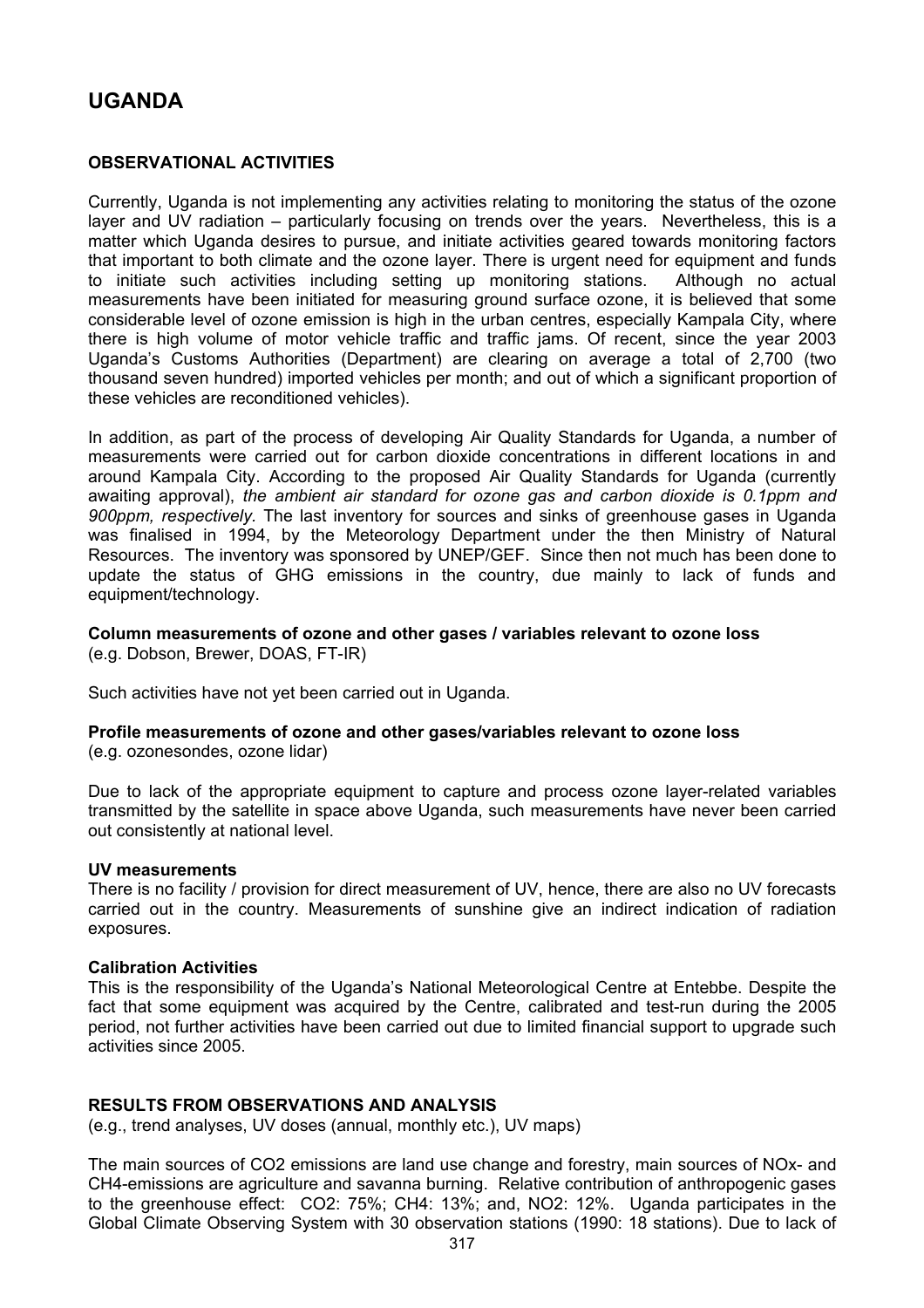# UGANDA

## OBSERVATIONAL ACTIVITIES

Currently, Uganda is not implementing any activities relating to monitoring the status of the ozone layer and UV radiation – particularly focusing on trends over the years. Nevertheless, this is a matter which Uganda desires to pursue, and initiate activities geared towards monitoring factors that important to both climate and the ozone layer. There is urgent need for equipment and funds to initiate such activities including setting up monitoring stations. Although no actual measurements have been initiated for measuring ground surface ozone, it is believed that some considerable level of ozone emission is high in the urban centres, especially Kampala City, where there is high volume of motor vehicle traffic and traffic jams. Of recent, since the year 2003 Uganda's Customs Authorities (Department) are clearing on average a total of 2,700 (two thousand seven hundred) imported vehicles per month; and out of which a significant proportion of these vehicles are reconditioned vehicles).

In addition, as part of the process of developing Air Quality Standards for Uganda, a number of measurements were carried out for carbon dioxide concentrations in different locations in and around Kampala City. According to the proposed Air Quality Standards for Uganda (currently awaiting approval), *the ambient air standard for ozone gas and carbon dioxide is 0.1ppm and 900ppm, respectively.* The last inventory for sources and sinks of greenhouse gases in Uganda was finalised in 1994, by the Meteorology Department under the then Ministry of Natural Resources. The inventory was sponsored by UNEP/GEF. Since then not much has been done to update the status of GHG emissions in the country, due mainly to lack of funds and equipment/technology.

**Column measurements of ozone and other gases / variables relevant to ozone loss**
(e.g. Dobson, Brewer, DOAS, FT-IR)

Such activities have not yet been carried out in Uganda.

**Profile measurements of ozone and other gases/variables relevant to ozone loss**
(e.g. ozonesondes, ozone lidar)

Due to lack of the appropriate equipment to capture and process ozone layer-related variables transmitted by the satellite in space above Uganda, such measurements have never been carried out consistently at national level.

**UV measurements**
There is no facility / provision for direct measurement of UV, hence, there are also no UV forecasts carried out in the country. Measurements of sunshine give an indirect indication of radiation exposures.

**Calibration Activities**
This is the responsibility of the Uganda's National Meteorological Centre at Entebbe. Despite the fact that some equipment was acquired by the Centre, calibrated and test-run during the 2005 period, not further activities have been carried out due to limited financial support to upgrade such activities since 2005.

## RESULTS FROM OBSERVATIONS AND ANALYSIS

(e.g., trend analyses, UV doses (annual, monthly etc.), UV maps)

The main sources of $CO_2$ emissions are land use change and forestry, main sources of $NO_x$- and $CH_4$-emissions are agriculture and savanna burning. Relative contribution of anthropogenic gases to the greenhouse effect: $CO_2$: 75%; $CH_4$: 13%; and, $NO_2$: 12%. Uganda participates in the Global Climate Observing System with 30 observation stations (1990: 18 stations). Due to lack of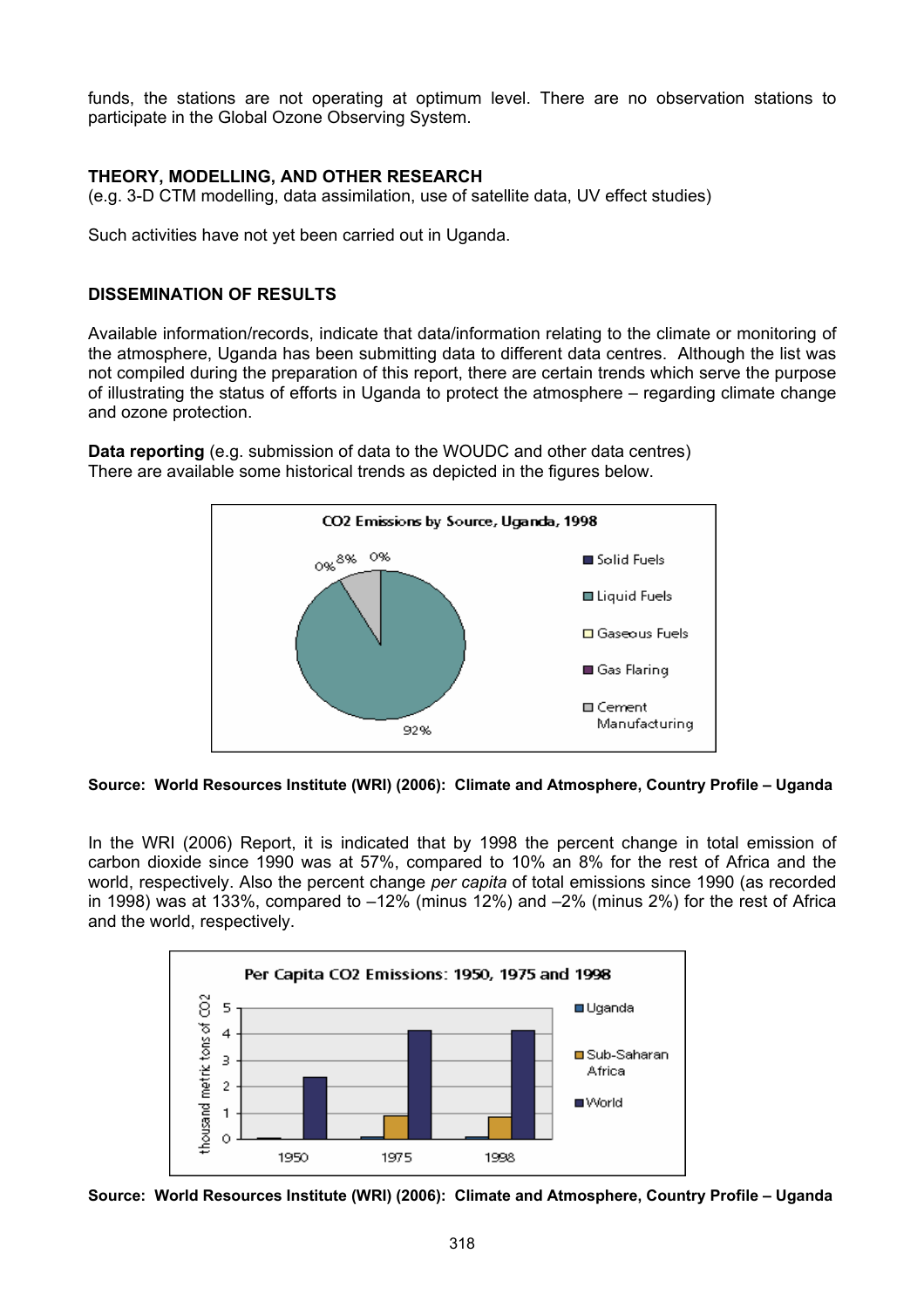funds, the stations are not operating at optimum level. There are no observation stations to participate in the Global Ozone Observing System.

## THEORY, MODELLING, AND OTHER RESEARCH

(e.g. 3-D CTM modelling, data assimilation, use of satellite data, UV effect studies)

Such activities have not yet been carried out in Uganda.

## DISSEMINATION OF RESULTS

Available information/records, indicate that data/information relating to the climate or monitoring of the atmosphere, Uganda has been submitting data to different data centres. Although the list was not compiled during the preparation of this report, there are certain trends which serve the purpose of illustrating the status of efforts in Uganda to protect the atmosphere – regarding climate change and ozone protection.

**Data reporting** (e.g. submission of data to the WOUDC and other data centres)
There are available some historical trends as depicted in the figures below.

$CO_2$ Emissions by Source, Uganda, 1998

(Solid Fuels 0%; Liquid Fuels 92%; Gaseous Fuels 0%; Gas Flaring 0%; Cement Manufacturing 8%)

**Source: World Resources Institute (WRI) (2006): Climate and Atmosphere, Country Profile – Uganda**

In the WRI (2006) Report, it is indicated that by 1998 the percent change in total emission of carbon dioxide since 1990 was at 57%, compared to 10% an 8% for the rest of Africa and the world, respectively. Also the percent change *per capita* of total emissions since 1990 (as recorded in 1998) was at 133%, compared to –12% (minus 12%) and –2% (minus 2%) for the rest of Africa and the world, respectively.

Per Capita $CO_2$ Emissions: 1950, 1975 and 1998

(y-axis: thousand metric tons of $CO_2$; series: Uganda, Sub-Saharan Africa, World; years: 1950, 1975, 1998)

**Source: World Resources Institute (WRI) (2006): Climate and Atmosphere, Country Profile – Uganda**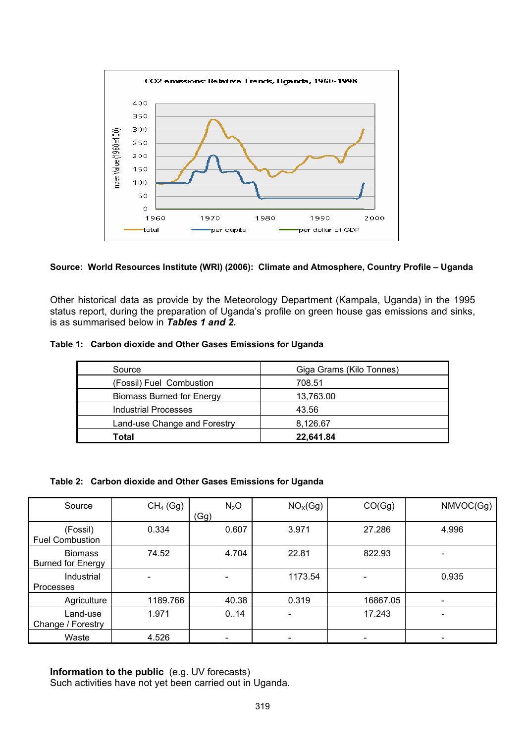Source: World Resources Institute (WRI) (2006): Climate and Atmosphere, Country Profile – Uganda

Other historical data as provide by the Meteorology Department (Kampala, Uganda) in the 1995 status report, during the preparation of Uganda's profile on green house gas emissions and sinks, is as summarised below in ***Tables 1 and 2.***

**Table 1: Carbon dioxide and Other Gases Emissions for Uganda**

| Source | Giga Grams (Kilo Tonnes) |
|---|---|
| (Fossil) Fuel Combustion | 708.51 |
| Biomass Burned for Energy | 13,763.00 |
| Industrial Processes | 43.56 |
| Land-use Change and Forestry | 8,126.67 |
| **Total** | **22,641.84** |

**Table 2: Carbon dioxide and Other Gases Emissions for Uganda**

| Source | $CH_4$ (Gg) | $N_2O$ (Gg) | $NO_X$(Gg) | CO(Gg) | NMVOC(Gg) |
|---|---|---|---|---|---|
| (Fossil) Fuel Combustion | 0.334 | 0.607 | 3.971 | 27.286 | 4.996 |
| Biomass Burned for Energy | 74.52 | 4.704 | 22.81 | 822.93 | - |
| Industrial Processes | - | - | 1173.54 | - | 0.935 |
| Agriculture | 1189.766 | 40.38 | 0.319 | 16867.05 | - |
| Land-use Change / Forestry | 1.971 | 0..14 | - | 17.243 | - |
| Waste | 4.526 | - | - | - | - |

**Information to the public** (e.g. UV forecasts)
Such activities have not yet been carried out in Uganda.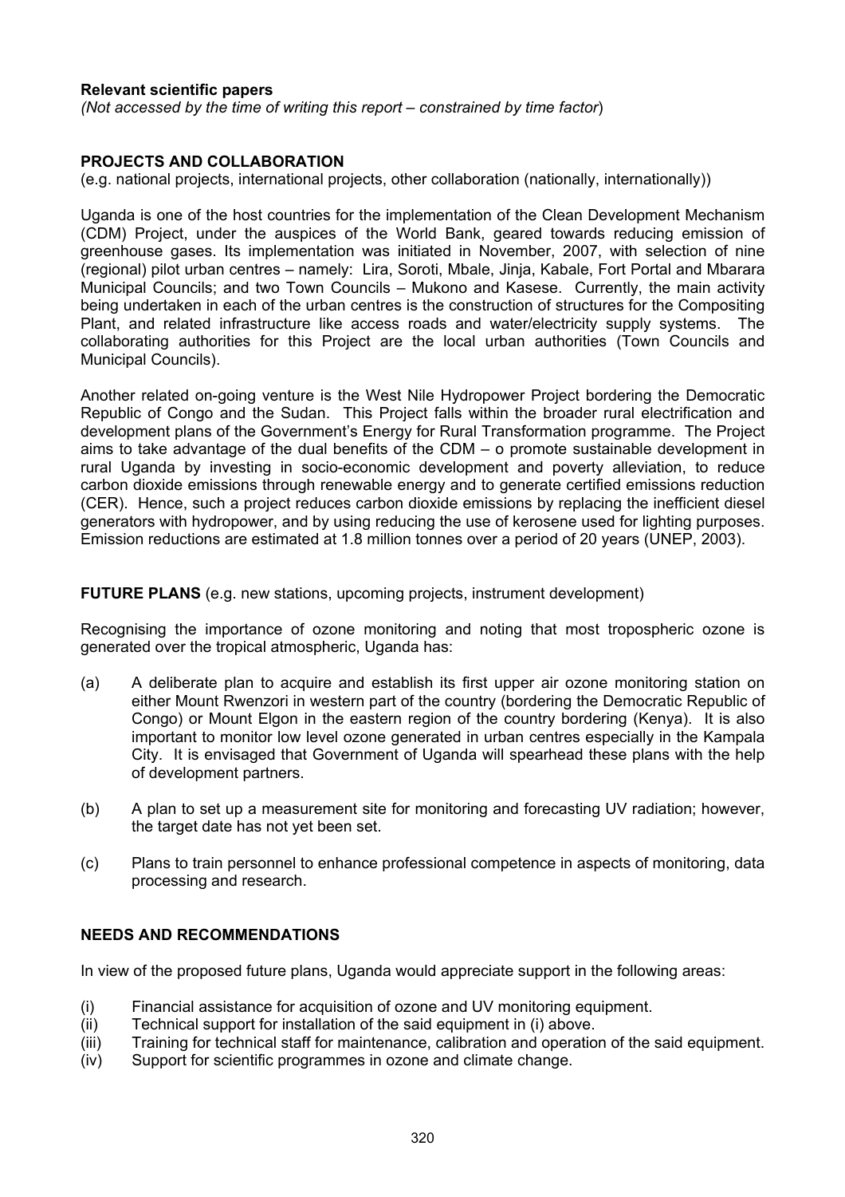**Relevant scientific papers**
*(Not accessed by the time of writing this report – constrained by time factor*)

**PROJECTS AND COLLABORATION**
(e.g. national projects, international projects, other collaboration (nationally, internationally))

Uganda is one of the host countries for the implementation of the Clean Development Mechanism (CDM) Project, under the auspices of the World Bank, geared towards reducing emission of greenhouse gases. Its implementation was initiated in November, 2007, with selection of nine (regional) pilot urban centres – namely: Lira, Soroti, Mbale, Jinja, Kabale, Fort Portal and Mbarara Municipal Councils; and two Town Councils – Mukono and Kasese. Currently, the main activity being undertaken in each of the urban centres is the construction of structures for the Compositing Plant, and related infrastructure like access roads and water/electricity supply systems. The collaborating authorities for this Project are the local urban authorities (Town Councils and Municipal Councils).

Another related on-going venture is the West Nile Hydropower Project bordering the Democratic Republic of Congo and the Sudan. This Project falls within the broader rural electrification and development plans of the Government's Energy for Rural Transformation programme. The Project aims to take advantage of the dual benefits of the CDM – o promote sustainable development in rural Uganda by investing in socio-economic development and poverty alleviation, to reduce carbon dioxide emissions through renewable energy and to generate certified emissions reduction (CER). Hence, such a project reduces carbon dioxide emissions by replacing the inefficient diesel generators with hydropower, and by using reducing the use of kerosene used for lighting purposes. Emission reductions are estimated at 1.8 million tonnes over a period of 20 years (UNEP, 2003).

**FUTURE PLANS** (e.g. new stations, upcoming projects, instrument development)

Recognising the importance of ozone monitoring and noting that most tropospheric ozone is generated over the tropical atmospheric, Uganda has:

(a) A deliberate plan to acquire and establish its first upper air ozone monitoring station on either Mount Rwenzori in western part of the country (bordering the Democratic Republic of Congo) or Mount Elgon in the eastern region of the country bordering (Kenya). It is also important to monitor low level ozone generated in urban centres especially in the Kampala City. It is envisaged that Government of Uganda will spearhead these plans with the help of development partners.

(b) A plan to set up a measurement site for monitoring and forecasting UV radiation; however, the target date has not yet been set.

(c) Plans to train personnel to enhance professional competence in aspects of monitoring, data processing and research.

**NEEDS AND RECOMMENDATIONS**

In view of the proposed future plans, Uganda would appreciate support in the following areas:

(i) Financial assistance for acquisition of ozone and UV monitoring equipment.
(ii) Technical support for installation of the said equipment in (i) above.
(iii) Training for technical staff for maintenance, calibration and operation of the said equipment.
(iv) Support for scientific programmes in ozone and climate change.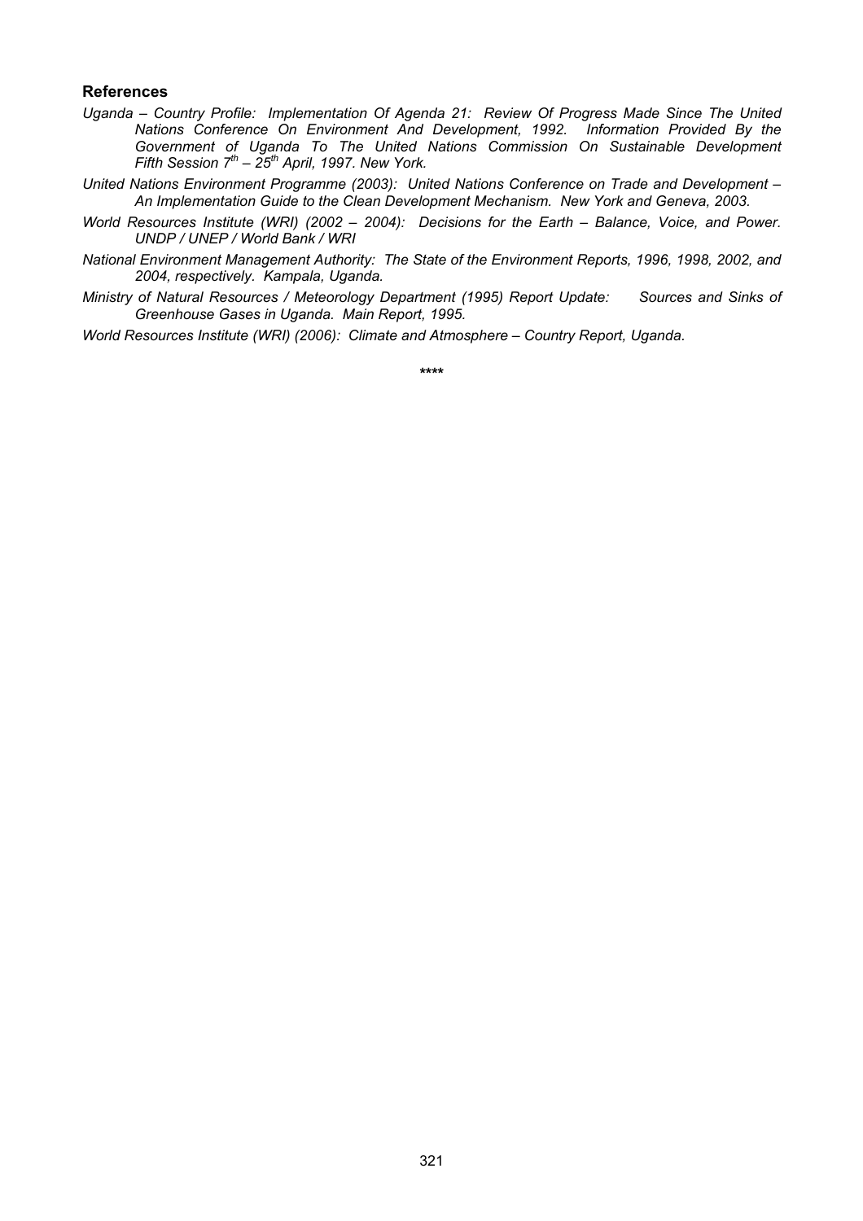## References

*Uganda – Country Profile: Implementation Of Agenda 21: Review Of Progress Made Since The United Nations Conference On Environment And Development, 1992. Information Provided By the Government of Uganda To The United Nations Commission On Sustainable Development Fifth Session 7th – 25th April, 1997. New York.*

*United Nations Environment Programme (2003): United Nations Conference on Trade and Development – An Implementation Guide to the Clean Development Mechanism. New York and Geneva, 2003.*

*World Resources Institute (WRI) (2002 – 2004): Decisions for the Earth – Balance, Voice, and Power. UNDP / UNEP / World Bank / WRI*

*National Environment Management Authority: The State of the Environment Reports, 1996, 1998, 2002, and 2004, respectively. Kampala, Uganda.*

*Ministry of Natural Resources / Meteorology Department (1995) Report Update: Sources and Sinks of Greenhouse Gases in Uganda. Main Report, 1995.*

*World Resources Institute (WRI) (2006): Climate and Atmosphere – Country Report, Uganda.*

****